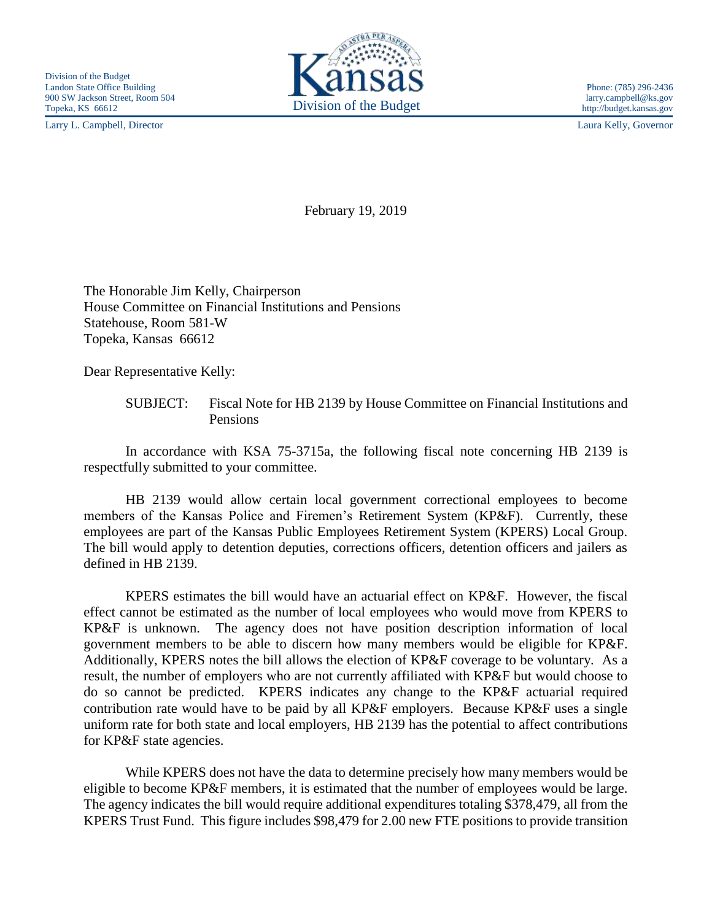Division of the Budget
Landon State Office Building
900 SW Jackson Street, Room 504
Topeka, KS 66612

Phone: (785) 296-2436
larry.campbell@ks.gov
http://budget.kansas.gov

Larry L. Campbell, Director

Laura Kelly, Governor

February 19, 2019

The Honorable Jim Kelly, Chairperson
House Committee on Financial Institutions and Pensions
Statehouse, Room 581-W
Topeka, Kansas 66612

Dear Representative Kelly:

SUBJECT: Fiscal Note for HB 2139 by House Committee on Financial Institutions and Pensions

In accordance with KSA 75-3715a, the following fiscal note concerning HB 2139 is respectfully submitted to your committee.

HB 2139 would allow certain local government correctional employees to become members of the Kansas Police and Firemen's Retirement System (KP&F). Currently, these employees are part of the Kansas Public Employees Retirement System (KPERS) Local Group. The bill would apply to detention deputies, corrections officers, detention officers and jailers as defined in HB 2139.

KPERS estimates the bill would have an actuarial effect on KP&F. However, the fiscal effect cannot be estimated as the number of local employees who would move from KPERS to KP&F is unknown. The agency does not have position description information of local government members to be able to discern how many members would be eligible for KP&F. Additionally, KPERS notes the bill allows the election of KP&F coverage to be voluntary. As a result, the number of employers who are not currently affiliated with KP&F but would choose to do so cannot be predicted. KPERS indicates any change to the KP&F actuarial required contribution rate would have to be paid by all KP&F employers. Because KP&F uses a single uniform rate for both state and local employers, HB 2139 has the potential to affect contributions for KP&F state agencies.

While KPERS does not have the data to determine precisely how many members would be eligible to become KP&F members, it is estimated that the number of employees would be large. The agency indicates the bill would require additional expenditures totaling $378,479, all from the KPERS Trust Fund. This figure includes $98,479 for 2.00 new FTE positions to provide transition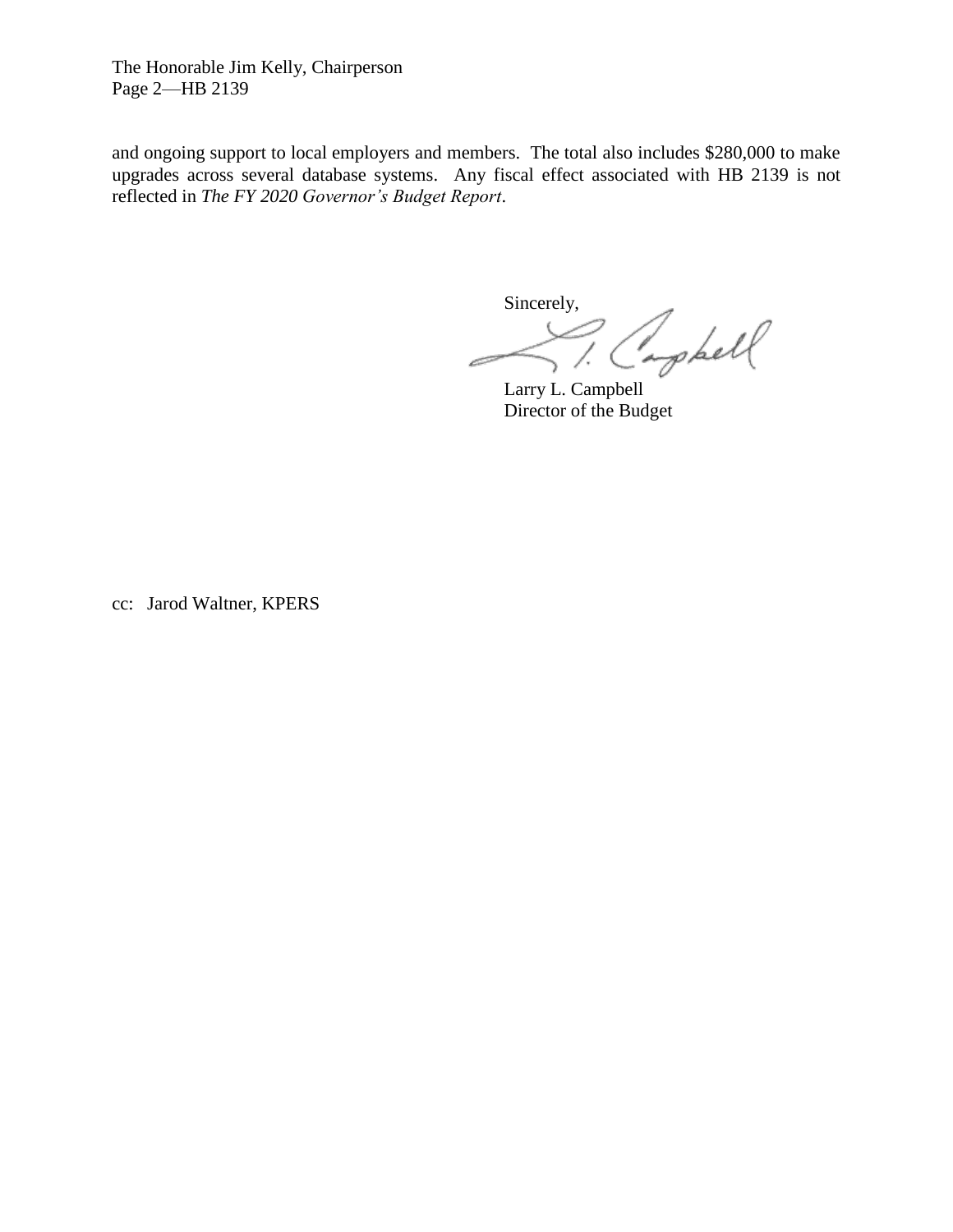and ongoing support to local employers and members. The total also includes $280,000 to make upgrades across several database systems. Any fiscal effect associated with HB 2139 is not reflected in *The FY 2020 Governor's Budget Report*.

Sincerely,

Larry L. Campbell
Director of the Budget

cc: Jarod Waltner, KPERS